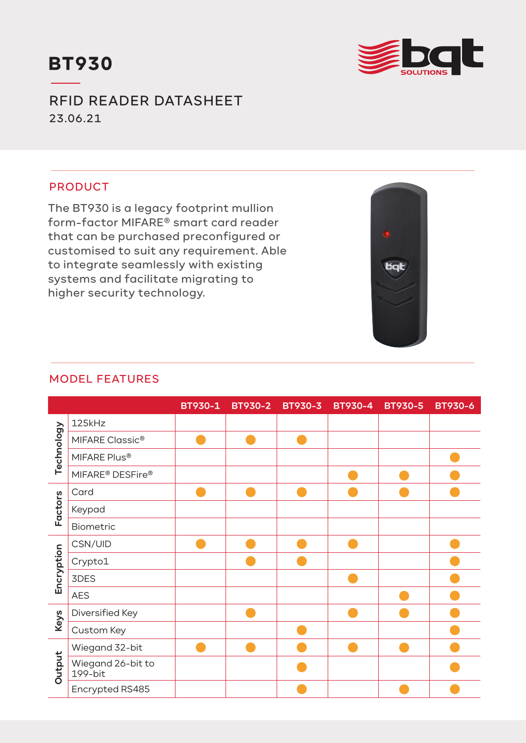# BT930

## RFID READER DATASHEET

23.06.21

## PRODUCT

The BT930 is a legacy footprint mullion form-factor MIFARE® smart card reader that can be purchased preconfigured or customised to suit any requirement. Able to integrate seamlessly with existing systems and facilitate migrating to higher security technology.

## MODEL FEATURES

| | | BT930-1 | BT930-2 | BT930-3 | BT930-4 | BT930-5 | BT930-6 |
|---|---|---|---|---|---|---|---|
| Technology | 125kHz | | | | | | |
| | MIFARE Classic® | ● | ● | ● | | | |
| | MIFARE Plus® | | | | | | ● |
| | MIFARE® DESFire® | | | | ● | ● | ● |
| Factors | Card | ● | ● | ● | ● | ● | ● |
| | Keypad | | | | | | |
| | Biometric | | | | | | |
| Encryption | CSN/UID | ● | ● | ● | ● | | ● |
| | Crypto1 | | ● | ● | | | ● |
| | 3DES | | | | ● | | ● |
| | AES | | | | | ● | ● |
| Keys | Diversified Key | | ● | | ● | ● | ● |
| | Custom Key | | | ● | | | ● |
| Output | Wiegand 32-bit | ● | ● | ● | ● | ● | ● |
| | Wiegand 26-bit to 199-bit | | | ● | | | ● |
| | Encrypted RS485 | | | ● | | ● | ● |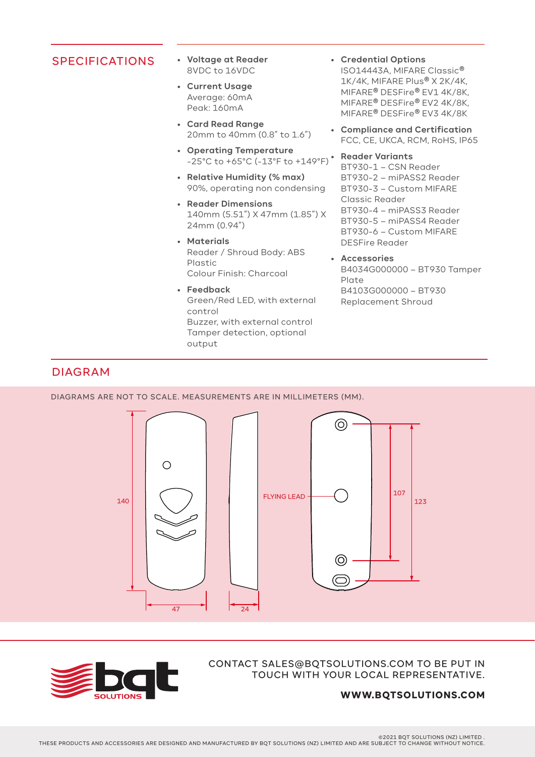## SPECIFICATIONS

- **Voltage at Reader**
  8VDC to 16VDC
- **Current Usage**
  Average: 60mA
  Peak: 160mA
- **Card Read Range**
  20mm to 40mm (0.8" to 1.6")
- **Operating Temperature**
  -25°C to +65°C (-13°F to +149°F)
- **Relative Humidity (% max)**
  90%, operating non condensing
- **Reader Dimensions**
  140mm (5.51") X 47mm (1.85") X 24mm (0.94")
- **Materials**
  Reader / Shroud Body: ABS Plastic
  Colour Finish: Charcoal
- **Feedback**
  Green/Red LED, with external control
  Buzzer, with external control
  Tamper detection, optional output
- **Credential Options**
  ISO14443A, MIFARE Classic® 1K/4K, MIFARE Plus® X 2K/4K, MIFARE® DESFire® EV1 4K/8K, MIFARE® DESFire® EV2 4K/8K, MIFARE® DESFire® EV3 4K/8K
- **Compliance and Certification**
  FCC, CE, UKCA, RCM, RoHS, IP65
- **Reader Variants**
  BT930-1 – CSN Reader
  BT930-2 – miPASS2 Reader
  BT930-3 – Custom MIFARE Classic Reader
  BT930-4 – miPASS3 Reader
  BT930-5 – miPASS4 Reader
  BT930-6 – Custom MIFARE DESFire Reader
- **Accessories**
  B4034G000000 – BT930 Tamper Plate
  B4103G000000 – BT930 Replacement Shroud

## DIAGRAM

DIAGRAMS ARE NOT TO SCALE. MEASUREMENTS ARE IN MILLIMETERS (MM).

140

47

24

FLYING LEAD

107

123

CONTACT SALES@BQTSOLUTIONS.COM TO BE PUT IN TOUCH WITH YOUR LOCAL REPRESENTATIVE.

**WWW.BQTSOLUTIONS.COM**

©2021 BQT SOLUTIONS (NZ) LIMITED .
THESE PRODUCTS AND ACCESSORIES ARE DESIGNED AND MANUFACTURED BY BQT SOLUTIONS (NZ) LIMITED AND ARE SUBJECT TO CHANGE WITHOUT NOTICE.